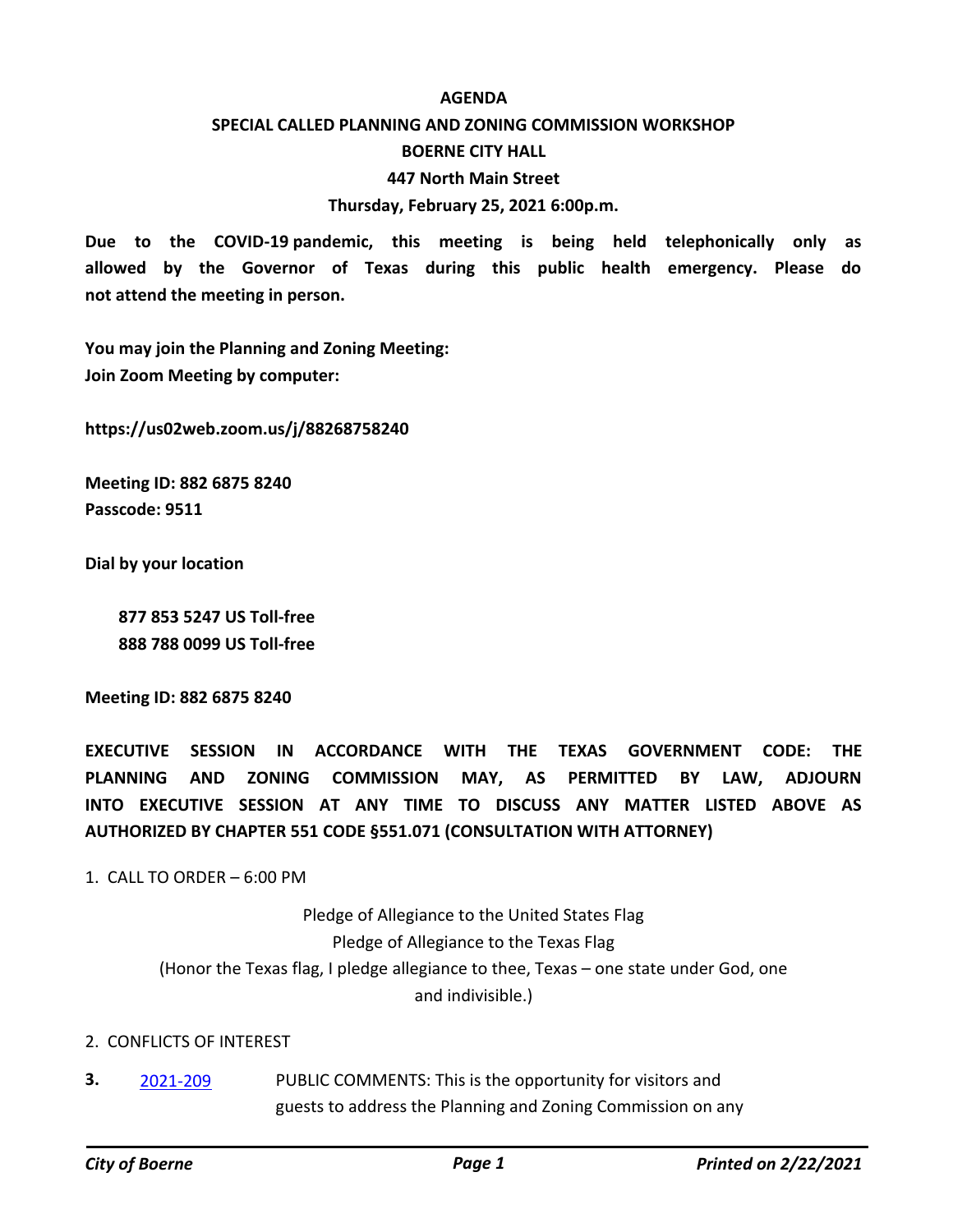**AGENDA**

**SPECIAL CALLED PLANNING AND ZONING COMMISSION WORKSHOP**

**BOERNE CITY HALL**

**447 North Main Street**

**Thursday, February 25, 2021 6:00p.m.**

**Due to the COVID-19 pandemic, this meeting is being held telephonically only as allowed by the Governor of Texas during this public health emergency. Please do not attend the meeting in person.**

**You may join the Planning and Zoning Meeting:**
**Join Zoom Meeting by computer:**

**https://us02web.zoom.us/j/88268758240**

**Meeting ID: 882 6875 8240**
**Passcode: 9511**

**Dial by your location**

**877 853 5247 US Toll-free**
**888 788 0099 US Toll-free**

**Meeting ID: 882 6875 8240**

**EXECUTIVE SESSION IN ACCORDANCE WITH THE TEXAS GOVERNMENT CODE: THE PLANNING AND ZONING COMMISSION MAY, AS PERMITTED BY LAW, ADJOURN INTO EXECUTIVE SESSION AT ANY TIME TO DISCUSS ANY MATTER LISTED ABOVE AS AUTHORIZED BY CHAPTER 551 CODE §551.071 (CONSULTATION WITH ATTORNEY)**

1. CALL TO ORDER – 6:00 PM

Pledge of Allegiance to the United States Flag
Pledge of Allegiance to the Texas Flag
(Honor the Texas flag, I pledge allegiance to thee, Texas – one state under God, one and indivisible.)

2. CONFLICTS OF INTEREST

**3.** 2021-209 PUBLIC COMMENTS: This is the opportunity for visitors and guests to address the Planning and Zoning Commission on any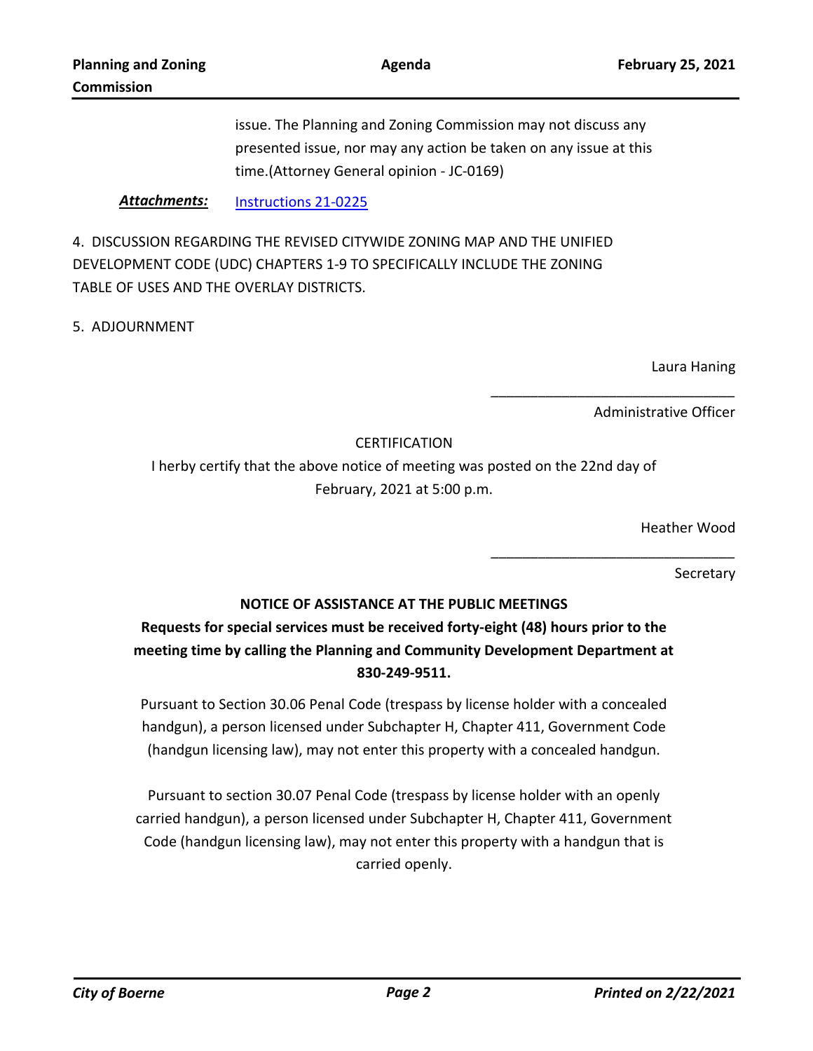issue. The Planning and Zoning Commission may not discuss any presented issue, nor may any action be taken on any issue at this time.(Attorney General opinion - JC-0169)

***Attachments:*** Instructions 21-0225

4. DISCUSSION REGARDING THE REVISED CITYWIDE ZONING MAP AND THE UNIFIED DEVELOPMENT CODE (UDC) CHAPTERS 1-9 TO SPECIFICALLY INCLUDE THE ZONING TABLE OF USES AND THE OVERLAY DISTRICTS.

5. ADJOURNMENT

Laura Haning

______________________________

Administrative Officer

CERTIFICATION

I herby certify that the above notice of meeting was posted on the 22nd day of February, 2021 at 5:00 p.m.

Heather Wood

______________________________

Secretary

**NOTICE OF ASSISTANCE AT THE PUBLIC MEETINGS**

**Requests for special services must be received forty-eight (48) hours prior to the meeting time by calling the Planning and Community Development Department at 830-249-9511.**

Pursuant to Section 30.06 Penal Code (trespass by license holder with a concealed handgun), a person licensed under Subchapter H, Chapter 411, Government Code (handgun licensing law), may not enter this property with a concealed handgun.

Pursuant to section 30.07 Penal Code (trespass by license holder with an openly carried handgun), a person licensed under Subchapter H, Chapter 411, Government Code (handgun licensing law), may not enter this property with a handgun that is carried openly.